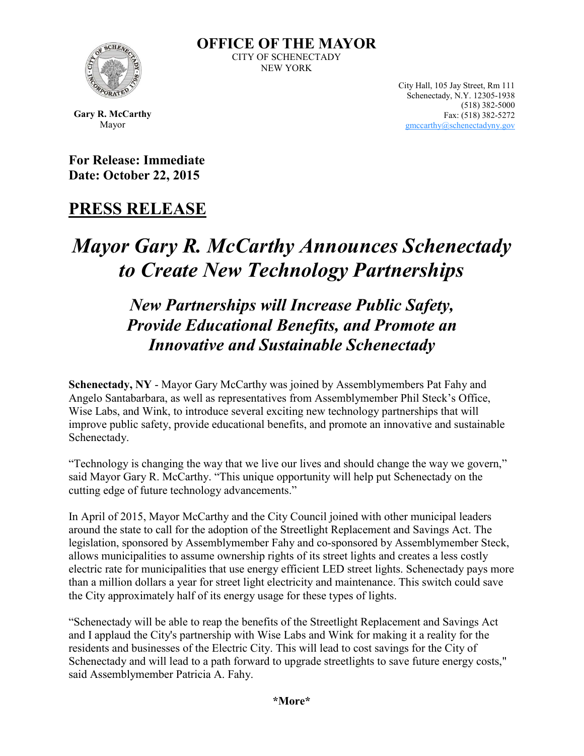# OFFICE OF THE MAYOR

CITY OF SCHENECTADY
NEW YORK

**Gary R. McCarthy**
Mayor

City Hall, 105 Jay Street, Rm 111
Schenectady, N.Y. 12305-1938
(518) 382-5000
Fax: (518) 382-5272
gmccarthy@schenectadyny.gov

**For Release: Immediate**
**Date: October 22, 2015**

## PRESS RELEASE

# *Mayor Gary R. McCarthy Announces Schenectady to Create New Technology Partnerships*

## *New Partnerships will Increase Public Safety, Provide Educational Benefits, and Promote an Innovative and Sustainable Schenectady*

**Schenectady, NY** - Mayor Gary McCarthy was joined by Assemblymembers Pat Fahy and Angelo Santabarbara, as well as representatives from Assemblymember Phil Steck's Office, Wise Labs, and Wink, to introduce several exciting new technology partnerships that will improve public safety, provide educational benefits, and promote an innovative and sustainable Schenectady.

"Technology is changing the way that we live our lives and should change the way we govern," said Mayor Gary R. McCarthy. "This unique opportunity will help put Schenectady on the cutting edge of future technology advancements."

In April of 2015, Mayor McCarthy and the City Council joined with other municipal leaders around the state to call for the adoption of the Streetlight Replacement and Savings Act. The legislation, sponsored by Assemblymember Fahy and co-sponsored by Assemblymember Steck, allows municipalities to assume ownership rights of its street lights and creates a less costly electric rate for municipalities that use energy efficient LED street lights. Schenectady pays more than a million dollars a year for street light electricity and maintenance. This switch could save the City approximately half of its energy usage for these types of lights.

"Schenectady will be able to reap the benefits of the Streetlight Replacement and Savings Act and I applaud the City's partnership with Wise Labs and Wink for making it a reality for the residents and businesses of the Electric City. This will lead to cost savings for the City of Schenectady and will lead to a path forward to upgrade streetlights to save future energy costs," said Assemblymember Patricia A. Fahy.

**\*More\***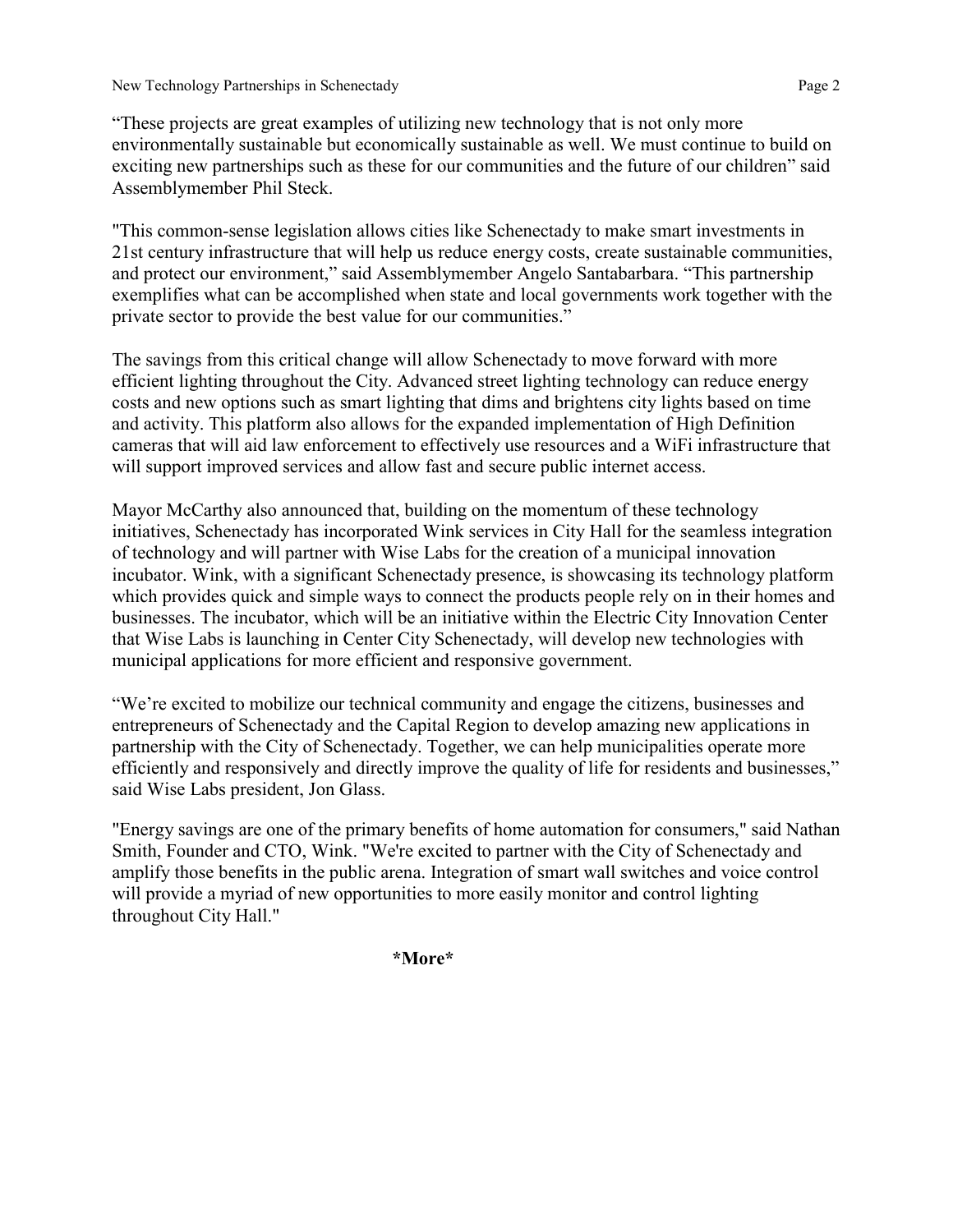“These projects are great examples of utilizing new technology that is not only more environmentally sustainable but economically sustainable as well. We must continue to build on exciting new partnerships such as these for our communities and the future of our children” said Assemblymember Phil Steck.

"This common-sense legislation allows cities like Schenectady to make smart investments in 21st century infrastructure that will help us reduce energy costs, create sustainable communities, and protect our environment,” said Assemblymember Angelo Santabarbara. “This partnership exemplifies what can be accomplished when state and local governments work together with the private sector to provide the best value for our communities.”

The savings from this critical change will allow Schenectady to move forward with more efficient lighting throughout the City. Advanced street lighting technology can reduce energy costs and new options such as smart lighting that dims and brightens city lights based on time and activity. This platform also allows for the expanded implementation of High Definition cameras that will aid law enforcement to effectively use resources and a WiFi infrastructure that will support improved services and allow fast and secure public internet access.

Mayor McCarthy also announced that, building on the momentum of these technology initiatives, Schenectady has incorporated Wink services in City Hall for the seamless integration of technology and will partner with Wise Labs for the creation of a municipal innovation incubator. Wink, with a significant Schenectady presence, is showcasing its technology platform which provides quick and simple ways to connect the products people rely on in their homes and businesses. The incubator, which will be an initiative within the Electric City Innovation Center that Wise Labs is launching in Center City Schenectady, will develop new technologies with municipal applications for more efficient and responsive government.

“We’re excited to mobilize our technical community and engage the citizens, businesses and entrepreneurs of Schenectady and the Capital Region to develop amazing new applications in partnership with the City of Schenectady. Together, we can help municipalities operate more efficiently and responsively and directly improve the quality of life for residents and businesses,” said Wise Labs president, Jon Glass.

"Energy savings are one of the primary benefits of home automation for consumers," said Nathan Smith, Founder and CTO, Wink. "We're excited to partner with the City of Schenectady and amplify those benefits in the public arena. Integration of smart wall switches and voice control will provide a myriad of new opportunities to more easily monitor and control lighting throughout City Hall."

**\*More\***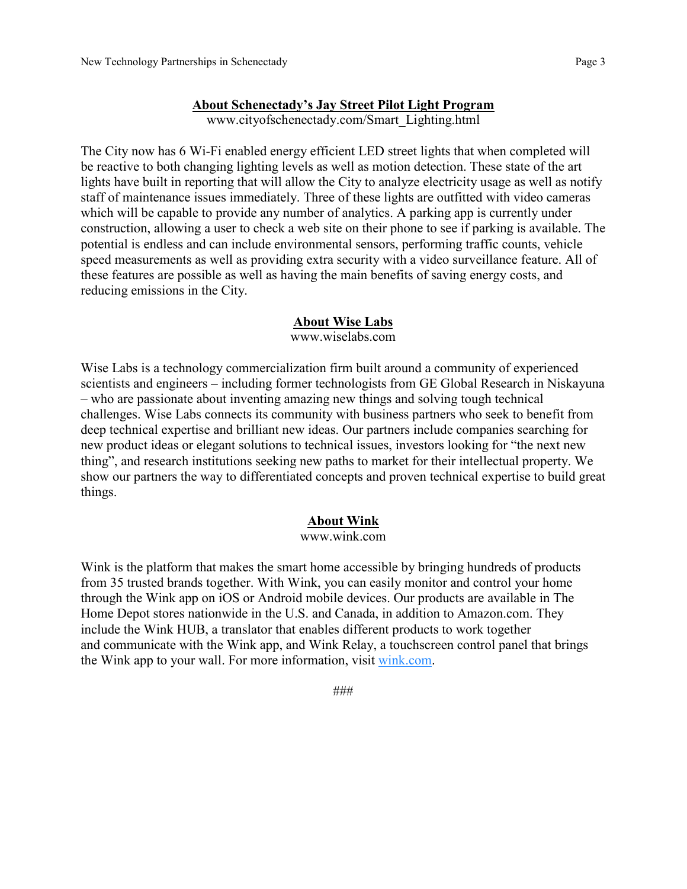## About Schenectady's Jay Street Pilot Light Program

www.cityofschenectady.com/Smart_Lighting.html

The City now has 6 Wi-Fi enabled energy efficient LED street lights that when completed will be reactive to both changing lighting levels as well as motion detection. These state of the art lights have built in reporting that will allow the City to analyze electricity usage as well as notify staff of maintenance issues immediately. Three of these lights are outfitted with video cameras which will be capable to provide any number of analytics. A parking app is currently under construction, allowing a user to check a web site on their phone to see if parking is available. The potential is endless and can include environmental sensors, performing traffic counts, vehicle speed measurements as well as providing extra security with a video surveillance feature. All of these features are possible as well as having the main benefits of saving energy costs, and reducing emissions in the City.

## About Wise Labs

www.wiselabs.com

Wise Labs is a technology commercialization firm built around a community of experienced scientists and engineers – including former technologists from GE Global Research in Niskayuna – who are passionate about inventing amazing new things and solving tough technical challenges. Wise Labs connects its community with business partners who seek to benefit from deep technical expertise and brilliant new ideas. Our partners include companies searching for new product ideas or elegant solutions to technical issues, investors looking for "the next new thing", and research institutions seeking new paths to market for their intellectual property. We show our partners the way to differentiated concepts and proven technical expertise to build great things.

## About Wink

www.wink.com

Wink is the platform that makes the smart home accessible by bringing hundreds of products from 35 trusted brands together. With Wink, you can easily monitor and control your home through the Wink app on iOS or Android mobile devices. Our products are available in The Home Depot stores nationwide in the U.S. and Canada, in addition to Amazon.com. They include the Wink HUB, a translator that enables different products to work together and communicate with the Wink app, and Wink Relay, a touchscreen control panel that brings the Wink app to your wall. For more information, visit wink.com.

###